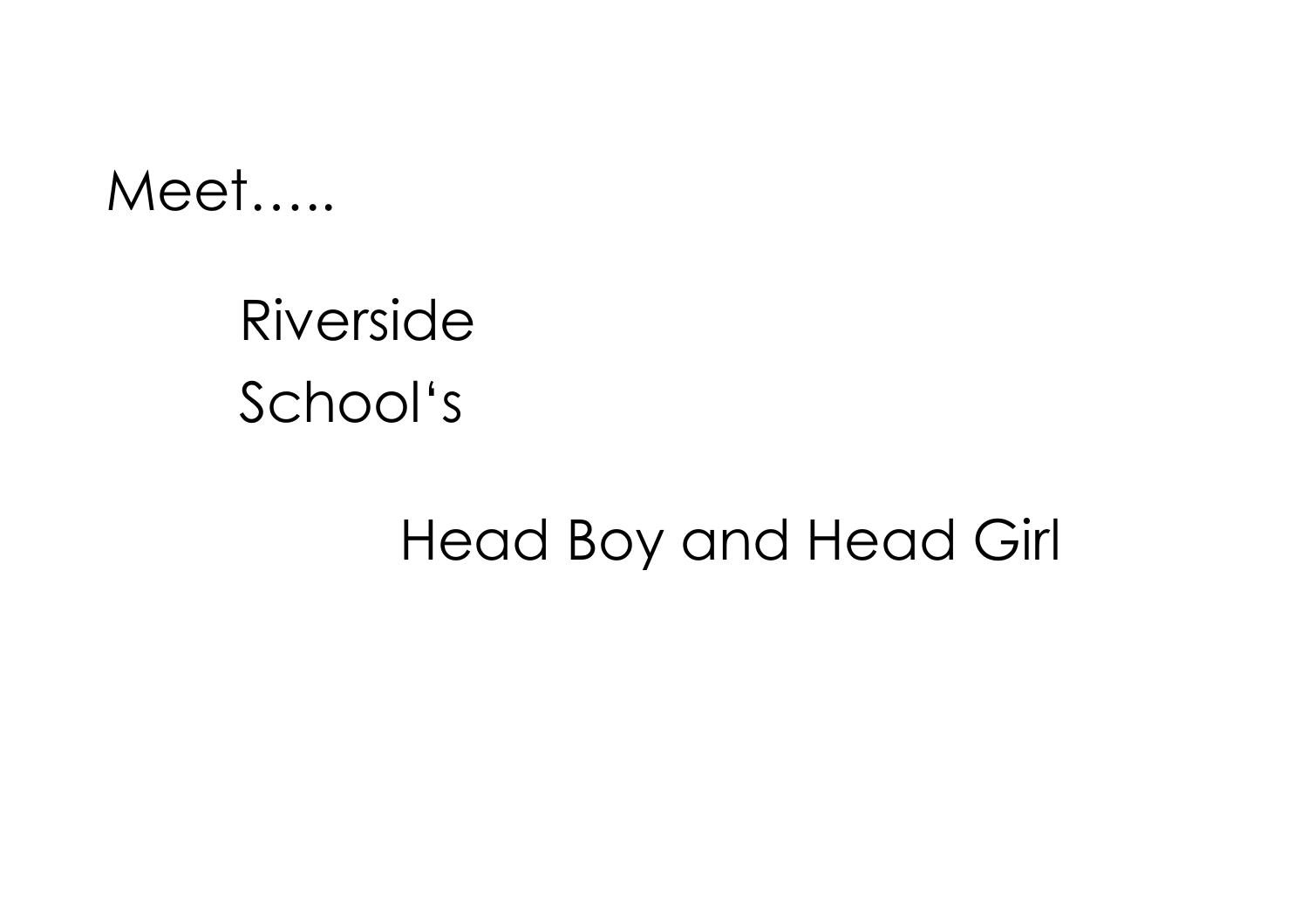Meet…..

Riverside
School's

Head Boy and Head Girl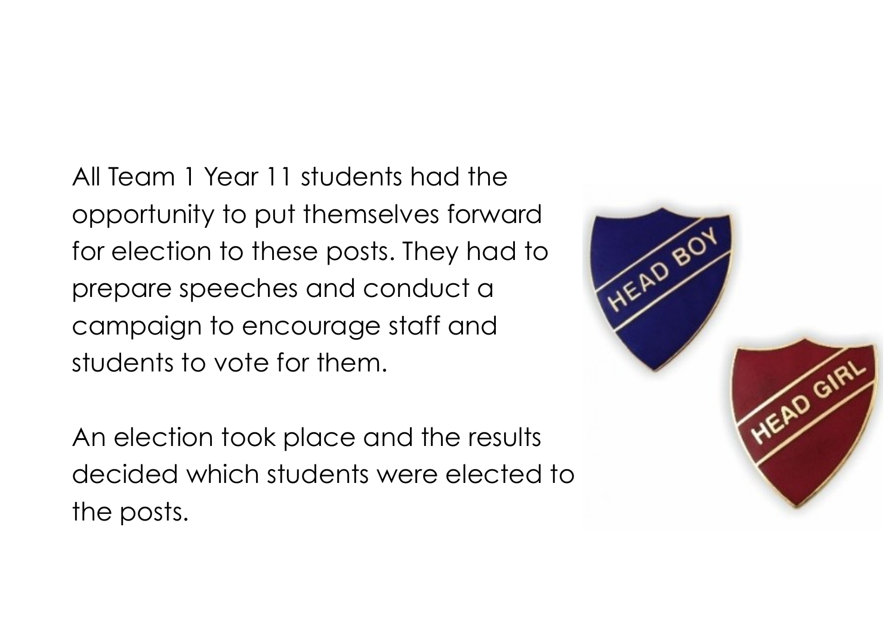All Team 1 Year 11 students had the opportunity to put themselves forward for election to these posts. They had to prepare speeches and conduct a campaign to encourage staff and students to vote for them.

An election took place and the results decided which students were elected to the posts.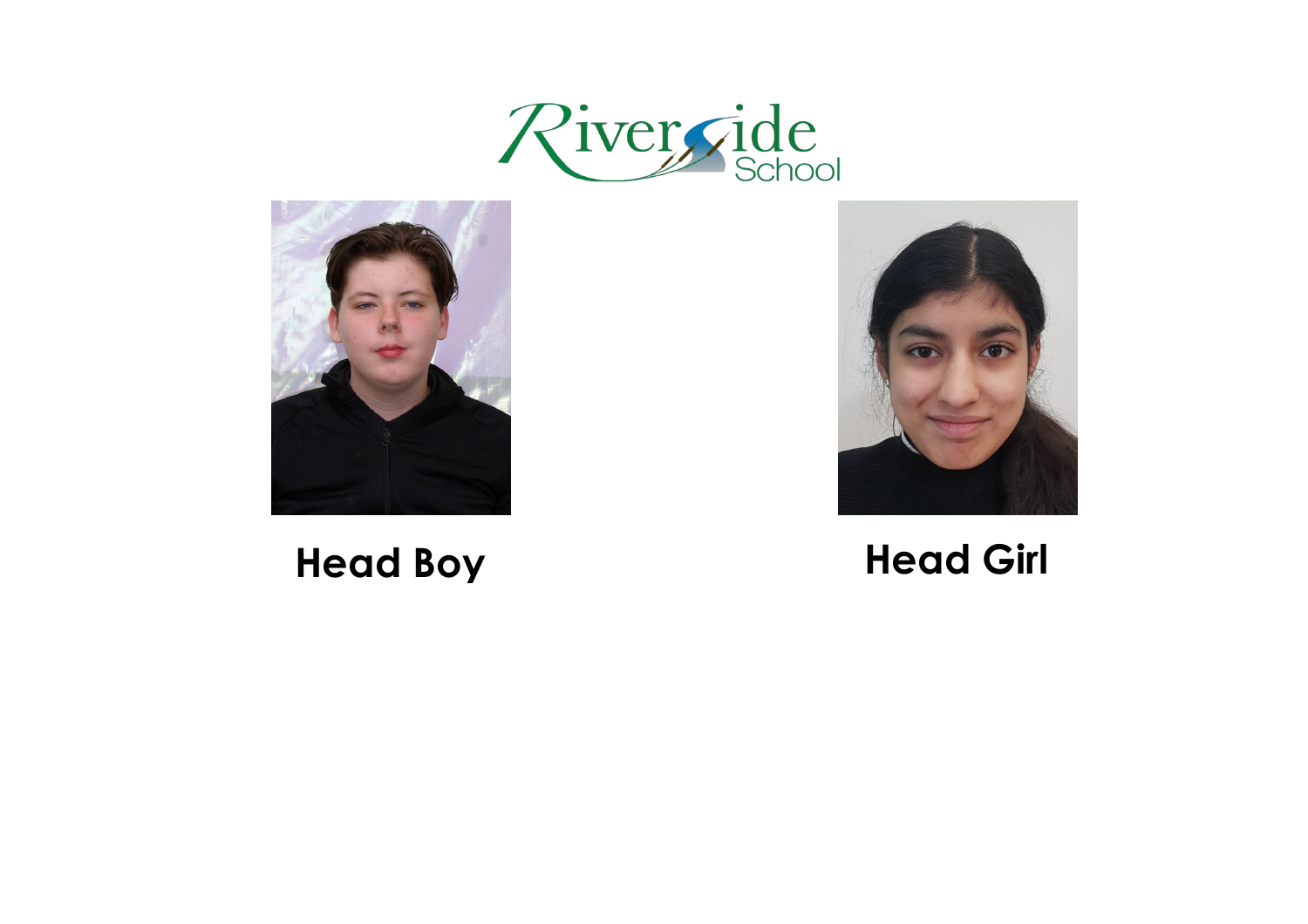Riverside School

**Head Boy**

**Head Girl**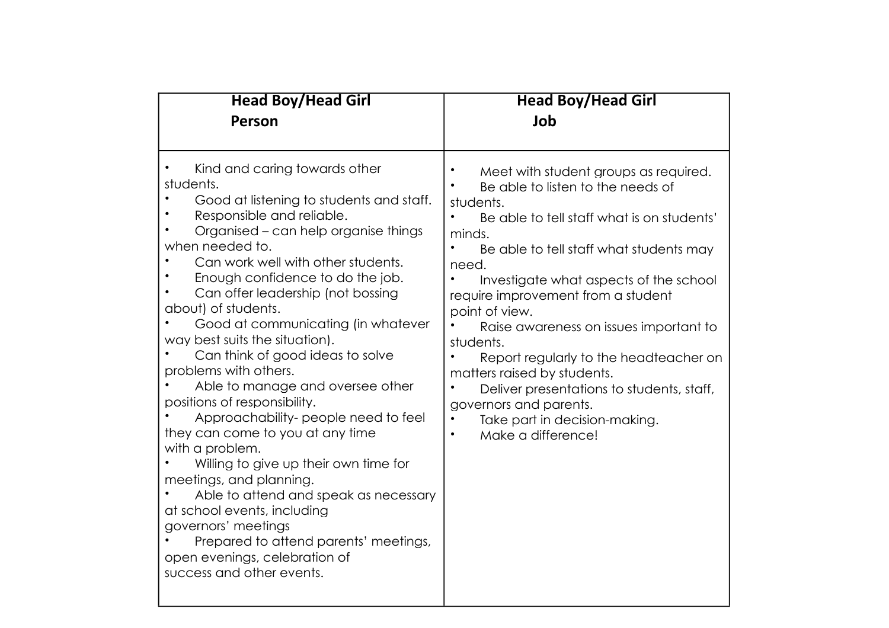| **Head Boy/Head Girl Person** | **Head Boy/Head Girl Job** |
|---|---|
| • Kind and caring towards other students.<br>• Good at listening to students and staff.<br>• Responsible and reliable.<br>• Organised – can help organise things when needed to.<br>• Can work well with other students.<br>• Enough confidence to do the job.<br>• Can offer leadership (not bossing about) of students.<br>• Good at communicating (in whatever way best suits the situation).<br>• Can think of good ideas to solve problems with others.<br>• Able to manage and oversee other positions of responsibility.<br>• Approachability- people need to feel they can come to you at any time with a problem.<br>• Willing to give up their own time for meetings, and planning.<br>• Able to attend and speak as necessary at school events, including governors' meetings<br>• Prepared to attend parents' meetings, open evenings, celebration of success and other events. | • Meet with student groups as required.<br>• Be able to listen to the needs of students.<br>• Be able to tell staff what is on students' minds.<br>• Be able to tell staff what students may need.<br>• Investigate what aspects of the school require improvement from a student point of view.<br>• Raise awareness on issues important to students.<br>• Report regularly to the headteacher on matters raised by students.<br>• Deliver presentations to students, staff, governors and parents.<br>• Take part in decision-making.<br>• Make a difference! |